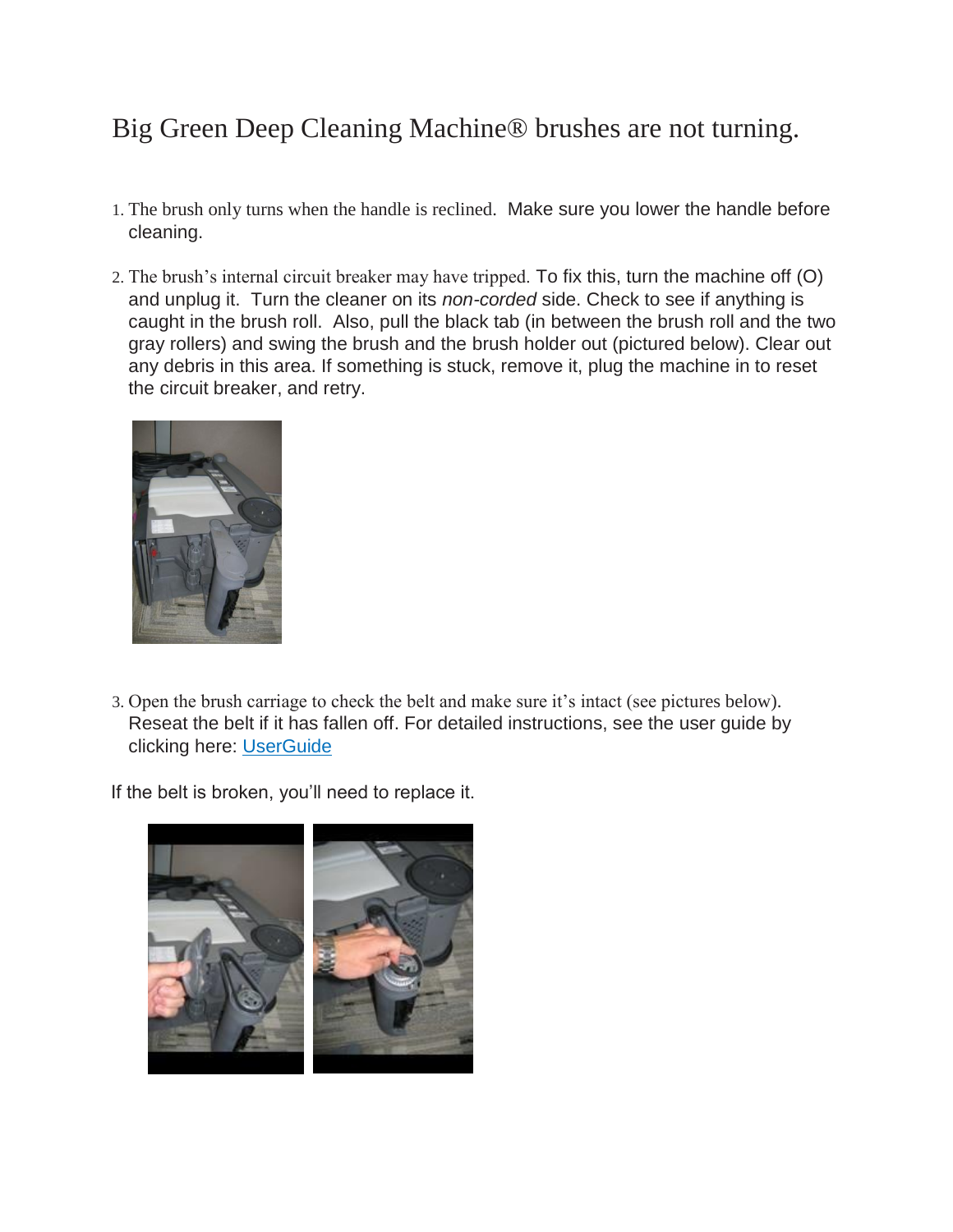# Big Green Deep Cleaning Machine® brushes are not turning.

1. The brush only turns when the handle is reclined. Make sure you lower the handle before cleaning.
2. The brush's internal circuit breaker may have tripped. To fix this, turn the machine off (O) and unplug it. Turn the cleaner on its *non-corded* side. Check to see if anything is caught in the brush roll. Also, pull the black tab (in between the brush roll and the two gray rollers) and swing the brush and the brush holder out (pictured below). Clear out any debris in this area. If something is stuck, remove it, plug the machine in to reset the circuit breaker, and retry.
3. Open the brush carriage to check the belt and make sure it's intact (see pictures below). Reseat the belt if it has fallen off. For detailed instructions, see the user guide by clicking here: [UserGuide]

If the belt is broken, you'll need to replace it.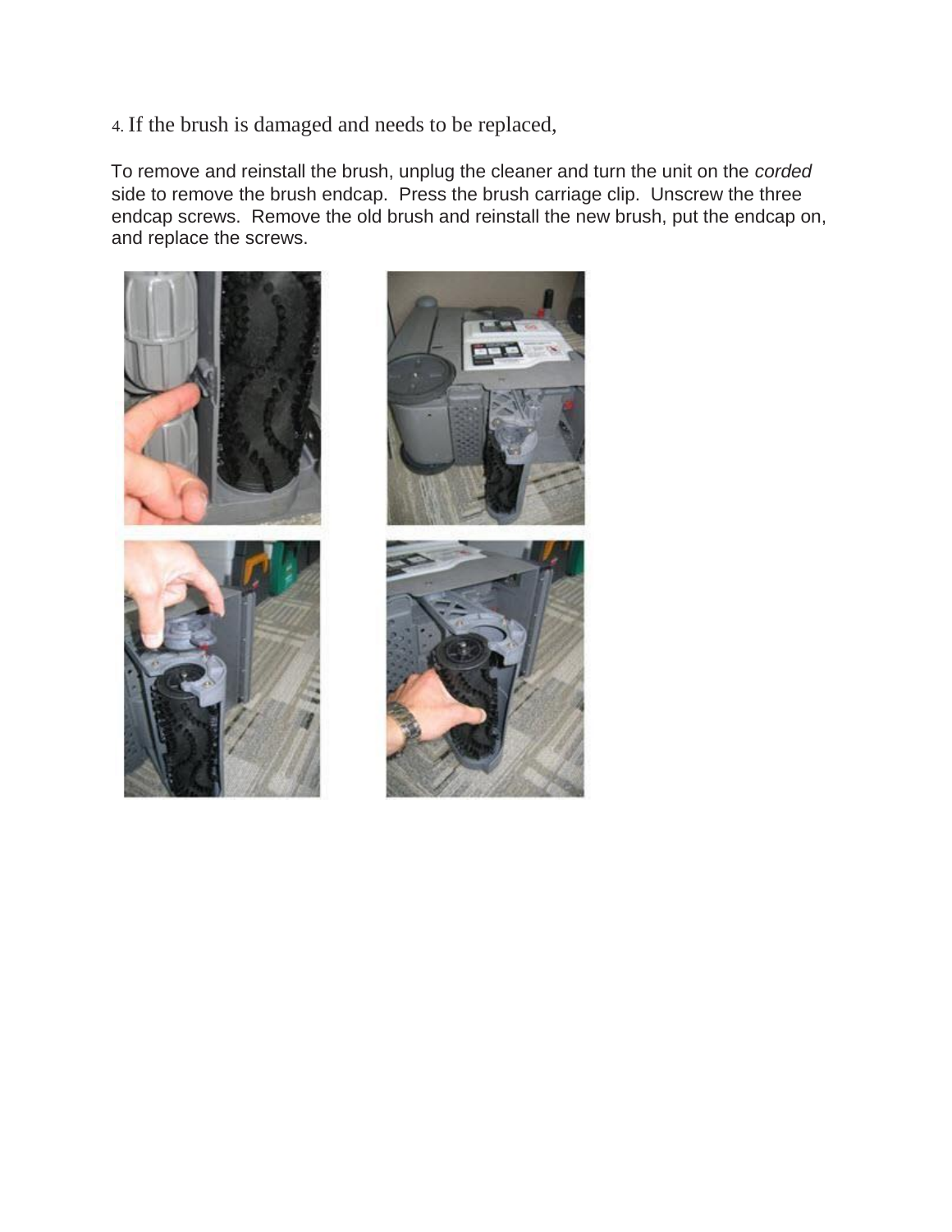4. If the brush is damaged and needs to be replaced,

To remove and reinstall the brush, unplug the cleaner and turn the unit on the *corded* side to remove the brush endcap. Press the brush carriage clip. Unscrew the three endcap screws. Remove the old brush and reinstall the new brush, put the endcap on, and replace the screws.